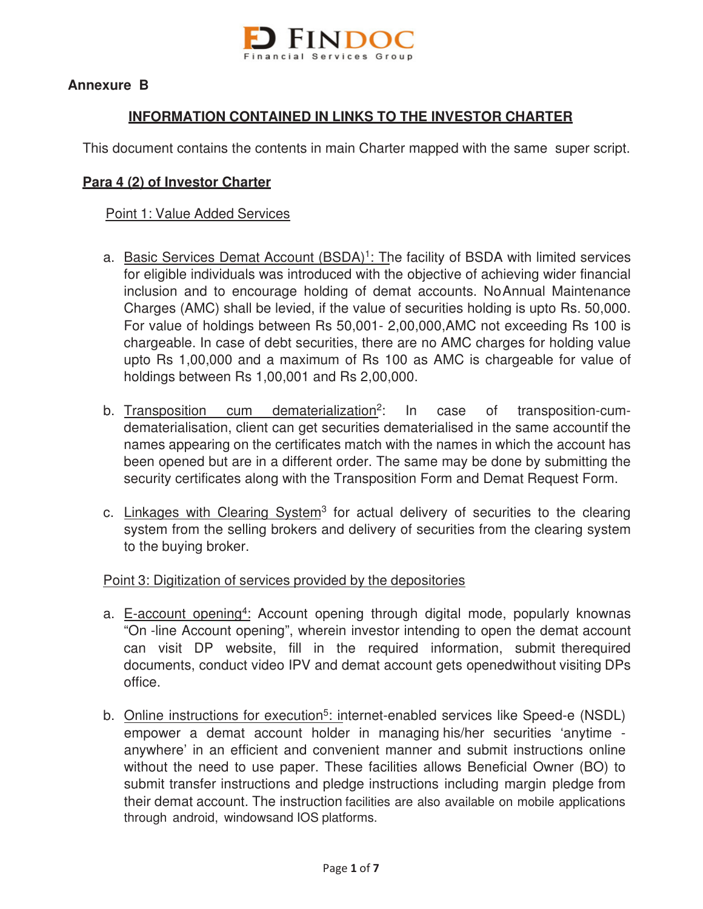**Annexure B**

## INFORMATION CONTAINED IN LINKS TO THE INVESTOR CHARTER

This document contains the contents in main Charter mapped with the same super script.

### Para 4 (2) of Investor Charter

Point 1: Value Added Services

a. Basic Services Demat Account (BSDA)[1]: The facility of BSDA with limited services for eligible individuals was introduced with the objective of achieving wider financial inclusion and to encourage holding of demat accounts. No Annual Maintenance Charges (AMC) shall be levied, if the value of securities holding is upto Rs. 50,000. For value of holdings between Rs 50,001- 2,00,000,AMC not exceeding Rs 100 is chargeable. In case of debt securities, there are no AMC charges for holding value upto Rs 1,00,000 and a maximum of Rs 100 as AMC is chargeable for value of holdings between Rs 1,00,001 and Rs 2,00,000.

b. Transposition cum dematerialization[2]: In case of transposition-cum-dematerialisation, client can get securities dematerialised in the same accountif the names appearing on the certificates match with the names in which the account has been opened but are in a different order. The same may be done by submitting the security certificates along with the Transposition Form and Demat Request Form.

c. Linkages with Clearing System[3] for actual delivery of securities to the clearing system from the selling brokers and delivery of securities from the clearing system to the buying broker.

Point 3: Digitization of services provided by the depositories

a. E-account opening[4]: Account opening through digital mode, popularly knownas "On -line Account opening", wherein investor intending to open the demat account can visit DP website, fill in the required information, submit therequired documents, conduct video IPV and demat account gets openedwithout visiting DPs office.

b. Online instructions for execution[5]: internet-enabled services like Speed-e (NSDL) empower a demat account holder in managing his/her securities 'anytime - anywhere' in an efficient and convenient manner and submit instructions online without the need to use paper. These facilities allows Beneficial Owner (BO) to submit transfer instructions and pledge instructions including margin pledge from their demat account. The instruction facilities are also available on mobile applications through android, windowsand IOS platforms.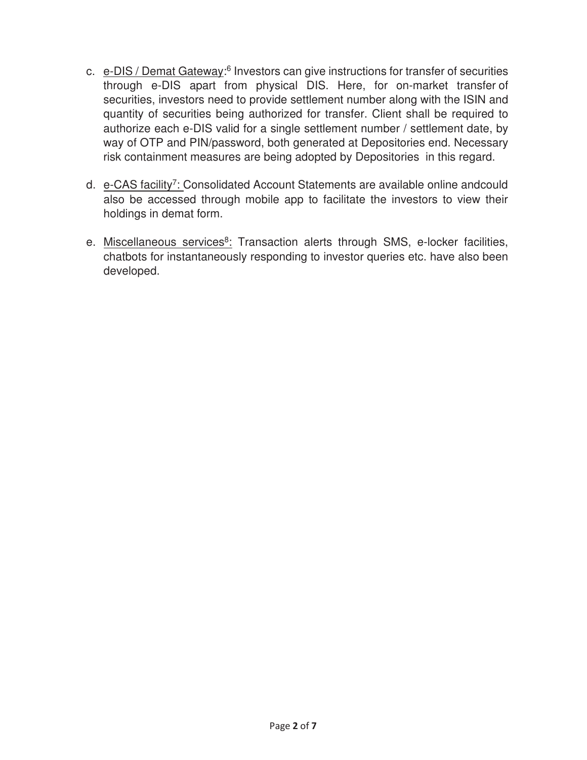c. e-DIS / Demat Gateway:[6] Investors can give instructions for transfer of securities through e-DIS apart from physical DIS. Here, for on-market transfer of securities, investors need to provide settlement number along with the ISIN and quantity of securities being authorized for transfer. Client shall be required to authorize each e-DIS valid for a single settlement number / settlement date, by way of OTP and PIN/password, both generated at Depositories end. Necessary risk containment measures are being adopted by Depositories in this regard.

d. e-CAS facility[7]: Consolidated Account Statements are available online andcould also be accessed through mobile app to facilitate the investors to view their holdings in demat form.

e. Miscellaneous services[8]: Transaction alerts through SMS, e-locker facilities, chatbots for instantaneously responding to investor queries etc. have also been developed.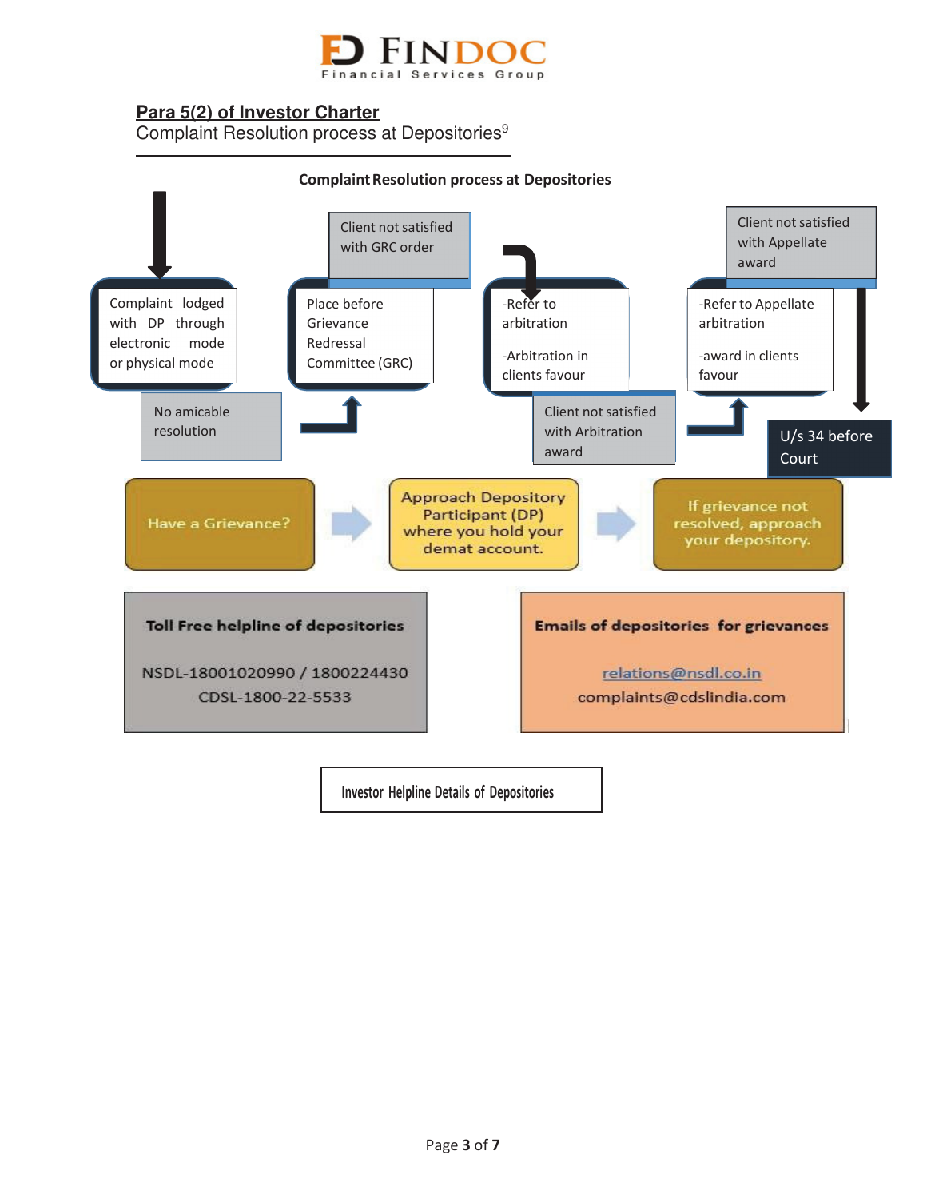**Para 5(2) of Investor Charter**

Complaint Resolution process at Depositories[9]

**Complaint Resolution process at Depositories**

Complaint lodged with DP through electronic mode or physical mode

No amicable resolution

Place before Grievance Redressal Committee (GRC)

Client not satisfied with GRC order

-Refer to arbitration

-Arbitration in clients favour

Client not satisfied with Arbitration award

-Refer to Appellate arbitration

-award in clients favour

Client not satisfied with Appellate award

U/s 34 before Court

Have a Grievance?

Approach Depository Participant (DP) where you hold your demat account.

If grievance not resolved, approach your depository.

**Toll Free helpline of depositories**

NSDL-18001020990 / 1800224430

CDSL-1800-22-5533

**Emails of depositories for grievances**

relations@nsdl.co.in

complaints@cdslindia.com

Investor Helpline Details of Depositories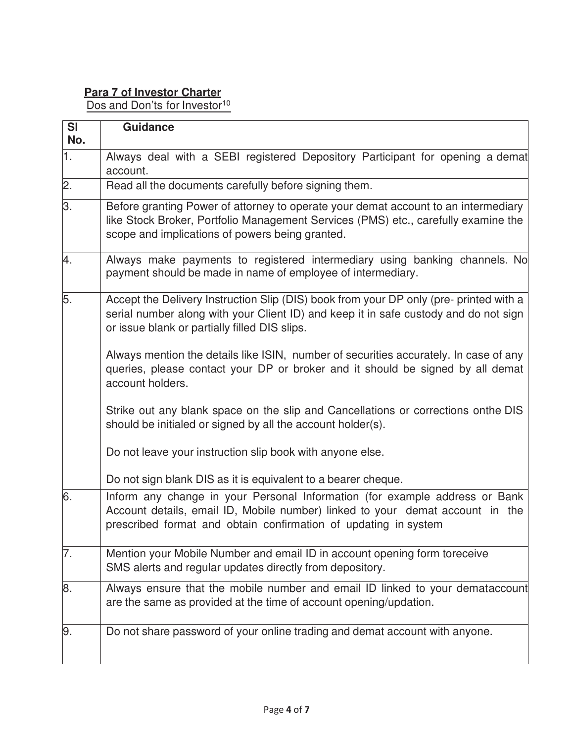**Para 7 of Investor Charter**

Dos and Don'ts for Investor[10]

| Sl No. | Guidance |
|---|---|
| 1. | Always deal with a SEBI registered Depository Participant for opening a demat account. |
| 2. | Read all the documents carefully before signing them. |
| 3. | Before granting Power of attorney to operate your demat account to an intermediary like Stock Broker, Portfolio Management Services (PMS) etc., carefully examine the scope and implications of powers being granted. |
| 4. | Always make payments to registered intermediary using banking channels. No payment should be made in name of employee of intermediary. |
| 5. | Accept the Delivery Instruction Slip (DIS) book from your DP only (pre- printed with a serial number along with your Client ID) and keep it in safe custody and do not sign or issue blank or partially filled DIS slips.<br><br>Always mention the details like ISIN, number of securities accurately. In case of any queries, please contact your DP or broker and it should be signed by all demat account holders.<br><br>Strike out any blank space on the slip and Cancellations or corrections onthe DIS should be initialed or signed by all the account holder(s).<br><br>Do not leave your instruction slip book with anyone else.<br><br>Do not sign blank DIS as it is equivalent to a bearer cheque. |
| 6. | Inform any change in your Personal Information (for example address or Bank Account details, email ID, Mobile number) linked to your demat account in the prescribed format and obtain confirmation of updating in system |
| 7. | Mention your Mobile Number and email ID in account opening form toreceive SMS alerts and regular updates directly from depository. |
| 8. | Always ensure that the mobile number and email ID linked to your demataccount are the same as provided at the time of account opening/updation. |
| 9. | Do not share password of your online trading and demat account with anyone. |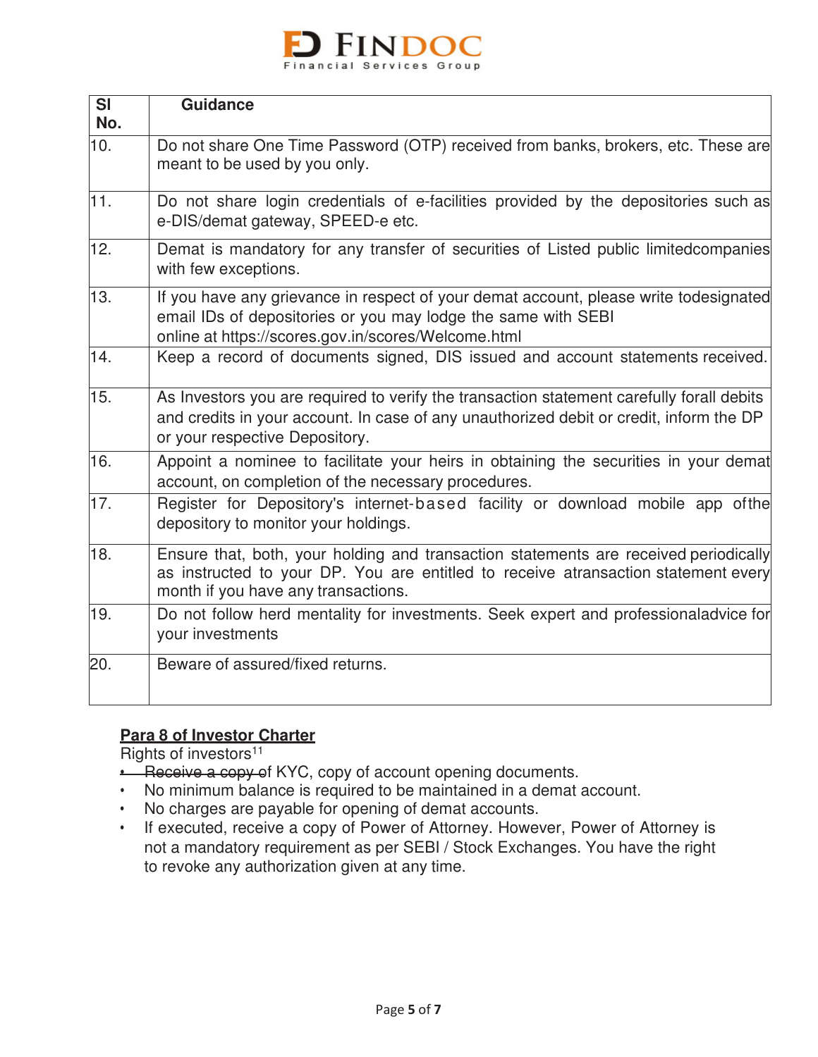| Sl No. | Guidance |
|---|---|
| 10. | Do not share One Time Password (OTP) received from banks, brokers, etc. These are meant to be used by you only. |
| 11. | Do not share login credentials of e-facilities provided by the depositories such as e-DIS/demat gateway, SPEED-e etc. |
| 12. | Demat is mandatory for any transfer of securities of Listed public limitedcompanies with few exceptions. |
| 13. | If you have any grievance in respect of your demat account, please write todesignated email IDs of depositories or you may lodge the same with SEBI online at https://scores.gov.in/scores/Welcome.html |
| 14. | Keep a record of documents signed, DIS issued and account statements received. |
| 15. | As Investors you are required to verify the transaction statement carefully forall debits and credits in your account. In case of any unauthorized debit or credit, inform the DP or your respective Depository. |
| 16. | Appoint a nominee to facilitate your heirs in obtaining the securities in your demat account, on completion of the necessary procedures. |
| 17. | Register for Depository's internet-based facility or download mobile app ofthe depository to monitor your holdings. |
| 18. | Ensure that, both, your holding and transaction statements are received periodically as instructed to your DP. You are entitled to receive atransaction statement every month if you have any transactions. |
| 19. | Do not follow herd mentality for investments. Seek expert and professionaladvice for your investments |
| 20. | Beware of assured/fixed returns. |

**Para 8 of Investor Charter**

Rights of investors[11]

- ~~Receive a copy o~~f KYC, copy of account opening documents.
- No minimum balance is required to be maintained in a demat account.
- No charges are payable for opening of demat accounts.
- If executed, receive a copy of Power of Attorney. However, Power of Attorney is not a mandatory requirement as per SEBI / Stock Exchanges. You have the right to revoke any authorization given at any time.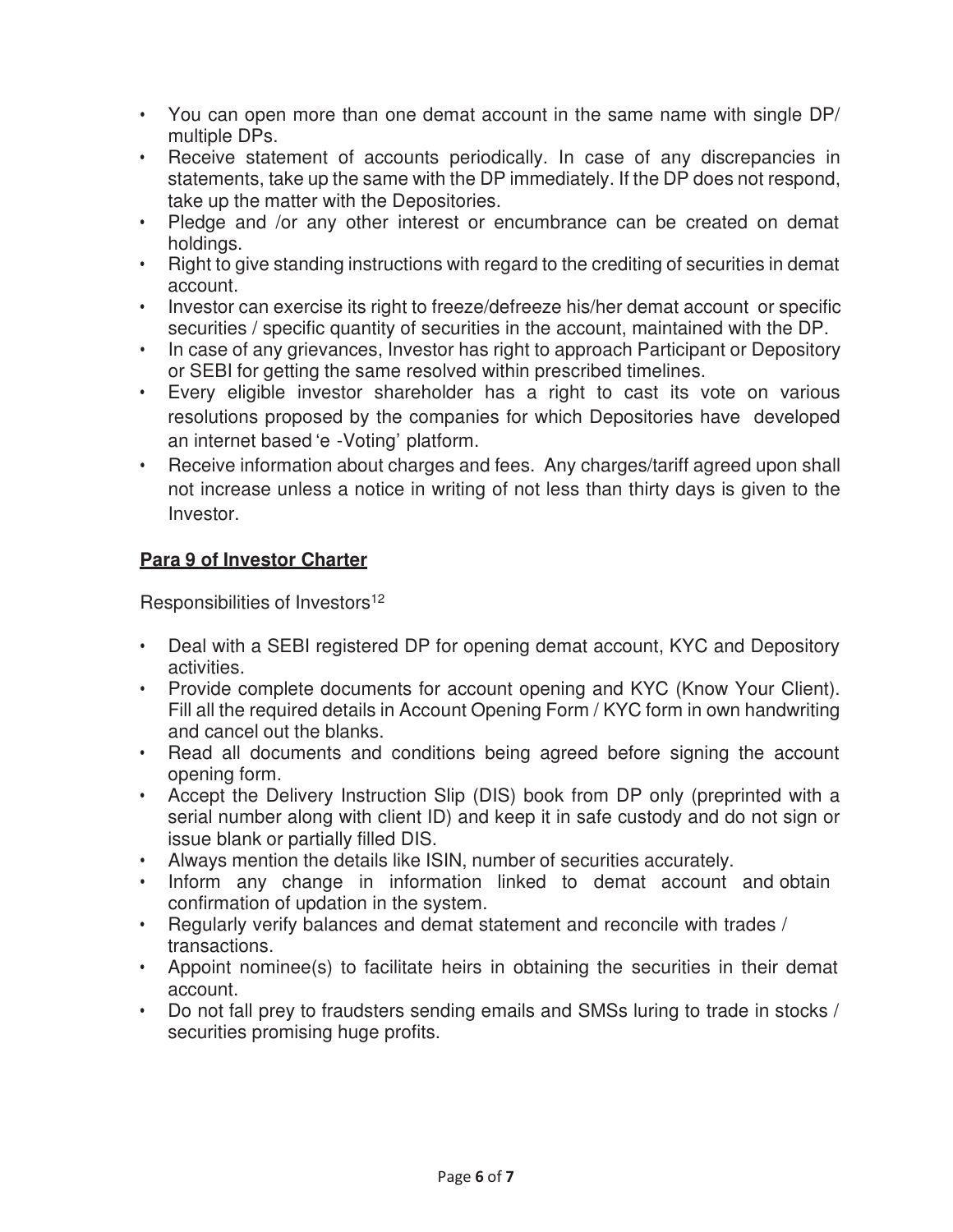- You can open more than one demat account in the same name with single DP/ multiple DPs.
- Receive statement of accounts periodically. In case of any discrepancies in statements, take up the same with the DP immediately. If the DP does not respond, take up the matter with the Depositories.
- Pledge and /or any other interest or encumbrance can be created on demat holdings.
- Right to give standing instructions with regard to the crediting of securities in demat account.
- Investor can exercise its right to freeze/defreeze his/her demat account or specific securities / specific quantity of securities in the account, maintained with the DP.
- In case of any grievances, Investor has right to approach Participant or Depository or SEBI for getting the same resolved within prescribed timelines.
- Every eligible investor shareholder has a right to cast its vote on various resolutions proposed by the companies for which Depositories have developed an internet based 'e -Voting' platform.
- Receive information about charges and fees. Any charges/tariff agreed upon shall not increase unless a notice in writing of not less than thirty days is given to the Investor.

**Para 9 of Investor Charter**

Responsibilities of Investors[12]

- Deal with a SEBI registered DP for opening demat account, KYC and Depository activities.
- Provide complete documents for account opening and KYC (Know Your Client). Fill all the required details in Account Opening Form / KYC form in own handwriting and cancel out the blanks.
- Read all documents and conditions being agreed before signing the account opening form.
- Accept the Delivery Instruction Slip (DIS) book from DP only (preprinted with a serial number along with client ID) and keep it in safe custody and do not sign or issue blank or partially filled DIS.
- Always mention the details like ISIN, number of securities accurately.
- Inform any change in information linked to demat account and obtain confirmation of updation in the system.
- Regularly verify balances and demat statement and reconcile with trades / transactions.
- Appoint nominee(s) to facilitate heirs in obtaining the securities in their demat account.
- Do not fall prey to fraudsters sending emails and SMSs luring to trade in stocks / securities promising huge profits.